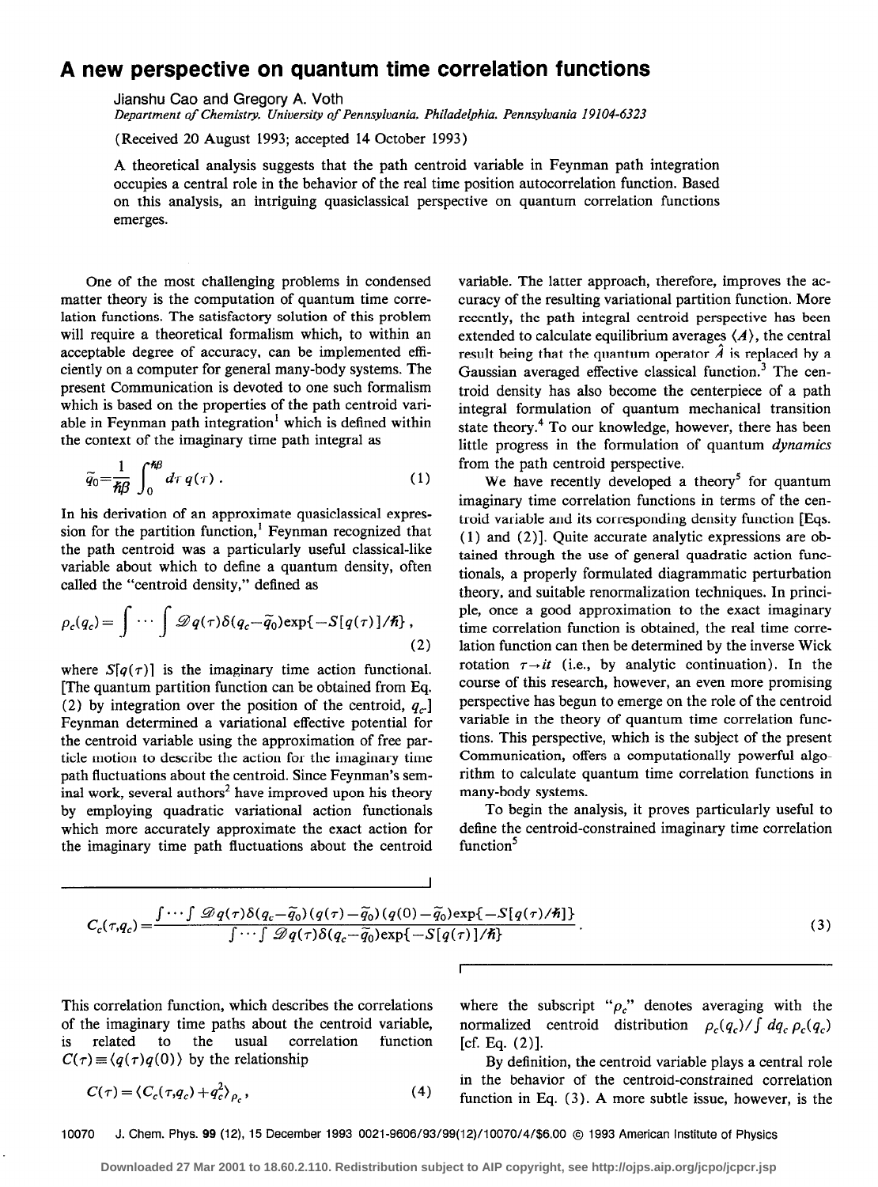# A new perspective on quantum time correlation functions

Jianshu Cao and Gregory A. Voth

*Department of Chemistry, University of Pennsylvania, Philadelphia, Pennsylvania 19104-6323*

(Received 20 August 1993; accepted 14 October 1993)

A theoretical analysis suggests that the path centroid variable in Feynman path integration occupies a central role in the behavior of the real time position autocorrelation function. Based on this analysis, an intriguing quasiclassical perspective on quantum correlation functions emerges.

One of the most challenging problems in condensed matter theory is the computation of quantum time correlation functions. The satisfactory solution of this problem will require a theoretical formalism which, to within an acceptable degree of accuracy, can be implemented efficiently on a computer for general many-body systems. The present Communication is devoted to one such formalism which is based on the properties of the path centroid variable in Feynman path integration[1] which is defined within the context of the imaginary time path integral as

$$\tilde{q}_0 = \frac{1}{\hbar\beta}\int_0^{\hbar\beta} d\tau\, q(\tau)\,. \tag{1}$$

In his derivation of an approximate quasiclassical expression for the partition function,[1] Feynman recognized that the path centroid was a particularly useful classical-like variable about which to define a quantum density, often called the "centroid density," defined as

$$\rho_c(q_c) = \int\cdots\int \mathscr{D}q(\tau)\delta(q_c - \tilde{q}_0)\exp\{-S[q(\tau)]/\hbar\}\,, \tag{2}$$

where $S[q(\tau)]$ is the imaginary time action functional. [The quantum partition function can be obtained from Eq. (2) by integration over the position of the centroid, $q_c$.] Feynman determined a variational effective potential for the centroid variable using the approximation of free particle motion to describe the action for the imaginary time path fluctuations about the centroid. Since Feynman's seminal work, several authors[2] have improved upon his theory by employing quadratic variational action functionals which more accurately approximate the exact action for the imaginary time path fluctuations about the centroid variable. The latter approach, therefore, improves the accuracy of the resulting variational partition function. More recently, the path integral centroid perspective has been extended to calculate equilibrium averages $\langle A\rangle$, the central result being that the quantum operator $\hat{A}$ is replaced by a Gaussian averaged effective classical function.[3] The centroid density has also become the centerpiece of a path integral formulation of quantum mechanical transition state theory.[4] To our knowledge, however, there has been little progress in the formulation of quantum *dynamics* from the path centroid perspective.

We have recently developed a theory[5] for quantum imaginary time correlation functions in terms of the centroid variable and its corresponding density function [Eqs. (1) and (2)]. Quite accurate analytic expressions are obtained through the use of general quadratic action functionals, a properly formulated diagrammatic perturbation theory, and suitable renormalization techniques. In principle, once a good approximation to the exact imaginary time correlation function is obtained, the real time correlation function can then be determined by the inverse Wick rotation $\tau\to it$ (i.e., by analytic continuation). In the course of this research, however, an even more promising perspective has begun to emerge on the role of the centroid variable in the theory of quantum time correlation functions. This perspective, which is the subject of the present Communication, offers a computationally powerful algorithm to calculate quantum time correlation functions in many-body systems.

To begin the analysis, it proves particularly useful to define the centroid-constrained imaginary time correlation function[5]

$$C_c(\tau,q_c) = \frac{\int\cdots\int \mathscr{D}q(\tau)\delta(q_c-\tilde{q}_0)(q(\tau)-\tilde{q}_0)(q(0)-\tilde{q}_0)\exp\{-S[q(\tau)/\hbar]\}}{\int\cdots\int \mathscr{D}q(\tau)\delta(q_c-\tilde{q}_0)\exp\{-S[q(\tau)]/\hbar\}}\,. \tag{3}$$

This correlation function, which describes the correlations of the imaginary time paths about the centroid variable, is related to the usual correlation function $C(\tau)\equiv\langle q(\tau)q(0)\rangle$ by the relationship

$$C(\tau) = \langle C_c(\tau,q_c) + q_c^2\rangle_{\rho_c}\,, \tag{4}$$

where the subscript "$\rho_c$" denotes averaging with the normalized centroid distribution $\rho_c(q_c)/\int dq_c\,\rho_c(q_c)$ [cf. Eq. (2)].

By definition, the centroid variable plays a central role in the behavior of the centroid-constrained correlation function in Eq. (3). A more subtle issue, however, is the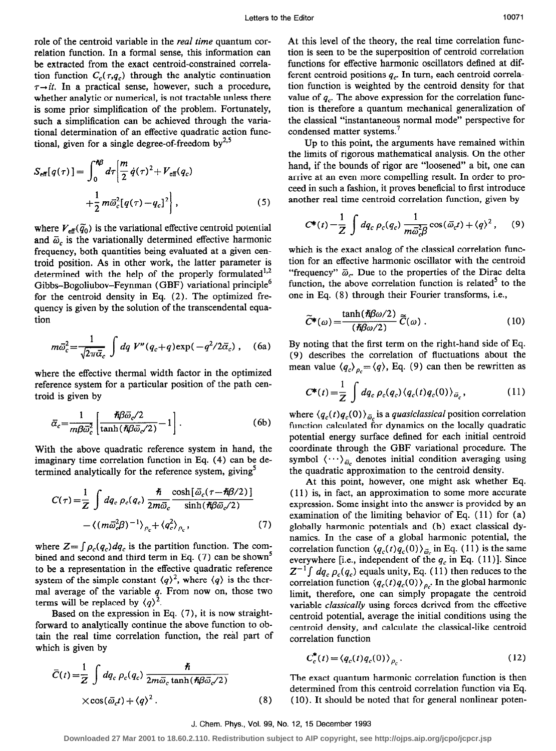role of the centroid variable in the *real time* quantum correlation function. In a formal sense, this information can be extracted from the exact centroid-constrained correlation function $C_c(\tau,q_c)$ through the analytic continuation $\tau \rightarrow it$. In a practical sense, however, such a procedure, whether analytic or numerical, is not tractable unless there is some prior simplification of the problem. Fortunately, such a simplification can be achieved through the variational determination of an effective quadratic action functional, given for a single degree-of-freedom by[2,5]

$$S_{\text{eff}}[q(\tau)] = \int_0^{\hbar\beta} d\tau \left\{ \frac{m}{2}\dot{q}(\tau)^2 + V_{\text{eff}}(q_c) + \frac{1}{2} m\bar{\omega}_c^2 [q(\tau)-q_c]^2 \right\}, \tag{5}$$

where $V_{\text{eff}}(\tilde{q}_0)$ is the variational effective centroid potential and $\bar{\omega}_c$ is the variationally determined effective harmonic frequency, both quantities being evaluated at a given centroid position. As in other work, the latter parameter is determined with the help of the properly formulated[1,2] Gibbs–Bogoliubov–Feynman (GBF) variational principle[6] for the centroid density in Eq. (2). The optimized frequency is given by the solution of the transcendental equation

$$m\bar{\omega}_c^2 = \frac{1}{\sqrt{2\pi\bar{\alpha}_c}} \int dq\, V''(q_c+q)\exp(-q^2/2\bar{\alpha}_c), \tag{6a}$$

where the effective thermal width factor in the optimized reference system for a particular position of the path centroid is given by

$$\bar{\alpha}_c = \frac{1}{m\beta\bar{\omega}_c^2}\left[\frac{\hbar\beta\bar{\omega}_c/2}{\tanh(\hbar\beta\bar{\omega}_c/2)} - 1\right]. \tag{6b}$$

With the above quadratic reference system in hand, the imaginary time correlation function in Eq. (4) can be determined analytically for the reference system, giving[5]

$$C(\tau) = \frac{1}{Z}\int dq_c\, \rho_c(q_c)\, \frac{\hbar}{2m\bar{\omega}_c} \frac{\cosh[\bar{\omega}_c(\tau-\hbar\beta/2)]}{\sinh(\hbar\beta\bar{\omega}_c/2)} - \langle (m\bar{\omega}_c^2\beta)^{-1}\rangle_{\rho_c} + \langle q_c^2\rangle_{\rho_c}, \tag{7}$$

where $Z=\int \rho_c(q_c)dq_c$ is the partition function. The combined and second and third term in Eq. (7) can be shown[5] to be a representation in the effective quadratic reference system of the simple constant $\langle q\rangle^2$, where $\langle q\rangle$ is the thermal average of the variable $q$. From now on, those two terms will be replaced by $\langle q\rangle^2$.

Based on the expression in Eq. (7), it is now straightforward to analytically continue the above function to obtain the real time correlation function, the real part of which is given by

$$\bar{C}(t) = \frac{1}{Z}\int dq_c\, \rho_c(q_c)\, \frac{\hbar}{2m\bar{\omega}_c \tanh(\hbar\beta\bar{\omega}_c/2)} \times \cos(\bar{\omega}_c t) + \langle q\rangle^2. \tag{8}$$

At this level of the theory, the real time correlation function is seen to be the superposition of centroid correlation functions for effective harmonic oscillators defined at different centroid positions $q_c$. In turn, each centroid correlation function is weighted by the centroid density for that value of $q_c$. The above expression for the correlation function is therefore a quantum mechanical generalization of the classical "instantaneous normal mode" perspective for condensed matter systems.[7]

Up to this point, the arguments have remained within the limits of rigorous mathematical analysis. On the other hand, if the bounds of rigor are "loosened" a bit, one can arrive at an even more compelling result. In order to proceed in such a fashion, it proves beneficial to first introduce another real time centroid correlation function, given by

$$C^*(t) - \frac{1}{Z}\int dq_c\, \rho_c(q_c)\, \frac{1}{m\bar{\omega}_c^2\beta}\cos(\bar{\omega}_c t) + \langle q\rangle^2, \tag{9}$$

which is the exact analog of the classical correlation function for an effective harmonic oscillator with the centroid "frequency" $\bar{\omega}_c$. Due to the properties of the Dirac delta function, the above correlation function is related[5] to the one in Eq. (8) through their Fourier transforms, i.e.,

$$\tilde{C}^*(\omega) = \frac{\tanh(\hbar\beta\omega/2)}{(\hbar\beta\omega/2)}\,\tilde{\bar{C}}(\omega). \tag{10}$$

By noting that the first term on the right-hand side of Eq. (9) describes the correlation of fluctuations about the mean value $\langle q_c\rangle_{\rho_c} = \langle q\rangle$, Eq. (9) can then be rewritten as

$$C^*(t) = \frac{1}{Z}\int dq_c\, \rho_c(q_c)\, \langle q_c(t)q_c(0)\rangle_{\bar{\omega}_c}, \tag{11}$$

where $\langle q_c(t)q_c(0)\rangle_{\bar{\omega}_c}$ is a *quasiclassical* position correlation function calculated for dynamics on the locally quadratic potential energy surface defined for each initial centroid coordinate through the GBF variational procedure. The symbol $\langle \cdots \rangle_{\bar{\omega}_c}$ denotes initial condition averaging using the quadratic approximation to the centroid density.

At this point, however, one might ask whether Eq. (11) is, in fact, an approximation to some more accurate expression. Some insight into the answer is provided by an examination of the limiting behavior of Eq. (11) for (a) globally harmonic potentials and (b) exact classical dynamics. In the case of a global harmonic potential, the correlation function $\langle q_c(t)q_c(0)\rangle_{\bar{\omega}_c}$ in Eq. (11) is the same everywhere [i.e., independent of the $q_c$ in Eq. (11)]. Since $Z^{-1}\int dq_c\, \rho_c(q_c)$ equals unity, Eq. (11) then reduces to the correlation function $\langle q_c(t)q_c(0)\rangle_{\rho_c}$. In the global harmonic limit, therefore, one can simply propagate the centroid variable *classically* using forces derived from the effective centroid potential, average the initial conditions using the centroid density, and calculate the classical-like centroid correlation function

$$C_c^*(t) = \langle q_c(t)q_c(0)\rangle_{\rho_c}. \tag{12}$$

The exact quantum harmonic correlation function is then determined from this centroid correlation function via Eq. (10). It should be noted that for general nonlinear poten-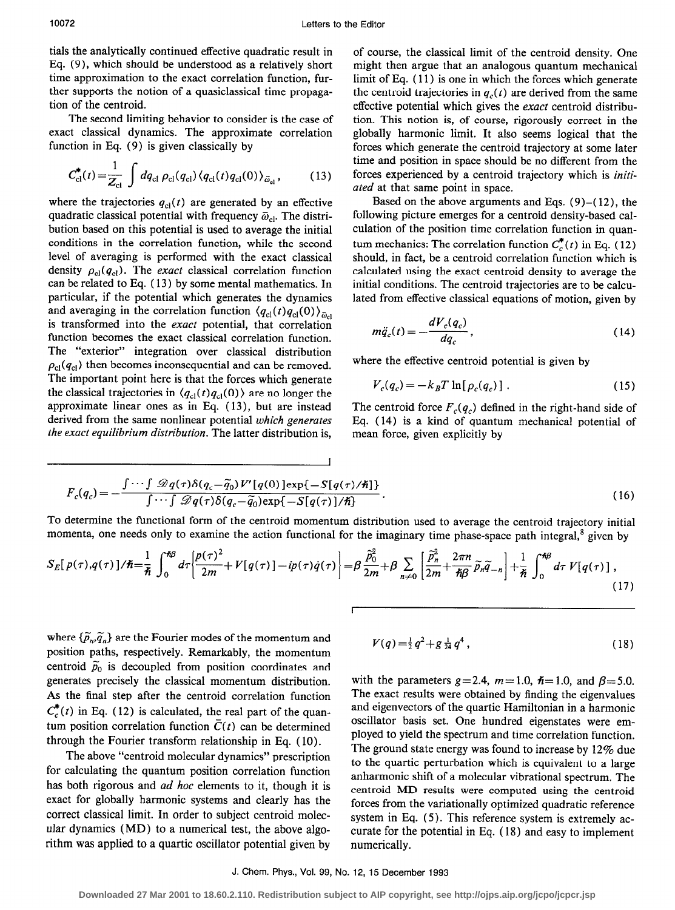tials the analytically continued effective quadratic result in Eq. (9), which should be understood as a relatively short time approximation to the exact correlation function, further supports the notion of a quasiclassical time propagation of the centroid.

The second limiting behavior to consider is the case of exact classical dynamics. The approximate correlation function in Eq. (9) is given classically by

$$C_{\rm cl}^{*}(t)=\frac{1}{Z_{\rm cl}}\int dq_{\rm cl}\,\rho_{\rm cl}(q_{\rm cl})\langle q_{\rm cl}(t)q_{\rm cl}(0)\rangle_{\bar{\omega}_{\rm cl}}, \tag{13}$$

where the trajectories $q_{\rm cl}(t)$ are generated by an effective quadratic classical potential with frequency $\bar{\omega}_{\rm cl}$. The distribution based on this potential is used to average the initial conditions in the correlation function, while the second level of averaging is performed with the exact classical density $\rho_{\rm cl}(q_{\rm cl})$. The *exact* classical correlation function can be related to Eq. (13) by some mental mathematics. In particular, if the potential which generates the dynamics and averaging in the correlation function $\langle q_{\rm cl}(t)q_{\rm cl}(0)\rangle_{\bar{\omega}_{\rm cl}}$ is transformed into the *exact* potential, that correlation function becomes the exact classical correlation function. The "exterior" integration over classical distribution $\rho_{\rm cl}(q_{\rm cl})$ then becomes inconsequential and can be removed. The important point here is that the forces which generate the classical trajectories in $\langle q_{\rm cl}(t)q_{\rm cl}(0)\rangle$ are no longer the approximate linear ones as in Eq. (13), but are instead derived from the same nonlinear potential *which generates the exact equilibrium distribution*. The latter distribution is, of course, the classical limit of the centroid density. One might then argue that an analogous quantum mechanical limit of Eq. (11) is one in which the forces which generate the centroid trajectories in $q_c(t)$ are derived from the same effective potential which gives the *exact* centroid distribution. This notion is, of course, rigorously correct in the globally harmonic limit. It also seems logical that the forces which generate the centroid trajectory at some later time and position in space should be no different from the forces experienced by a centroid trajectory which is *initiated* at that same point in space.

Based on the above arguments and Eqs. (9)–(12), the following picture emerges for a centroid density-based calculation of the position time correlation function in quantum mechanics: The correlation function $C_c^{*}(t)$ in Eq. (12) should, in fact, be a centroid correlation function which is calculated using the exact centroid density to average the initial conditions. The centroid trajectories are to be calculated from effective classical equations of motion, given by

$$m\ddot{q}_c(t)=-\frac{dV_c(q_c)}{dq_c}, \tag{14}$$

where the effective centroid potential is given by

$$V_c(q_c)=-k_BT\ln[\rho_c(q_c)]\,. \tag{15}$$

The centroid force $F_c(q_c)$ defined in the right-hand side of Eq. (14) is a kind of quantum mechanical potential of mean force, given explicitly by

$$F_c(q_c)=-\frac{\int\cdots\int\mathscr{D}q(\tau)\delta(q_c-\tilde{q}_0)V'[q(0)]\exp\{-S[q(\tau)/\hbar]\}}{\int\cdots\int\mathscr{D}q(\tau)\delta(q_c-\tilde{q}_0)\exp\{-S[q(\tau)]/\hbar\}}. \tag{16}$$

To determine the functional form of the centroid momentum distribution used to average the centroid trajectory initial momenta, one needs only to examine the action functional for the imaginary time phase-space path integral,[8] given by

$$S_E[p(\tau),q(\tau)]/\hbar=\frac{1}{\hbar}\int_0^{\hbar\beta}d\tau\left\{\frac{p(\tau)^2}{2m}+V[q(\tau)]-ip(\tau)\dot{q}(\tau)\right\}=\beta\frac{\tilde{p}_0^2}{2m}+\beta\sum_{n\neq 0}\left[\frac{\tilde{p}_n^2}{2m}+\frac{2\pi n}{\hbar\beta}\tilde{p}_n\tilde{q}_{-n}\right]+\frac{1}{\hbar}\int_0^{\hbar\beta}d\tau\,V[q(\tau)]\,, \tag{17}$$

where $\{\tilde{p}_n,\tilde{q}_n\}$ are the Fourier modes of the momentum and position paths, respectively. Remarkably, the momentum centroid $\tilde{p}_0$ is decoupled from position coordinates and generates precisely the classical momentum distribution. As the final step after the centroid correlation function $C_c^{*}(t)$ in Eq. (12) is calculated, the real part of the quantum position correlation function $\bar{C}(t)$ can be determined through the Fourier transform relationship in Eq. (10).

The above "centroid molecular dynamics" prescription for calculating the quantum position correlation function has both rigorous and *ad hoc* elements to it, though it is exact for globally harmonic systems and clearly has the correct classical limit. In order to subject centroid molecular dynamics (MD) to a numerical test, the above algorithm was applied to a quartic oscillator potential given by

$$V(q)=\tfrac{1}{2}q^2+g\tfrac{1}{24}q^4\,, \tag{18}$$

with the parameters $g=2.4$, $m=1.0$, $\hbar=1.0$, and $\beta=5.0$. The exact results were obtained by finding the eigenvalues and eigenvectors of the quartic Hamiltonian in a harmonic oscillator basis set. One hundred eigenstates were employed to yield the spectrum and time correlation function. The ground state energy was found to increase by 12% due to the quartic perturbation which is equivalent to a large anharmonic shift of a molecular vibrational spectrum. The centroid MD results were computed using the centroid forces from the variationally optimized quadratic reference system in Eq. (5). This reference system is extremely accurate for the potential in Eq. (18) and easy to implement numerically.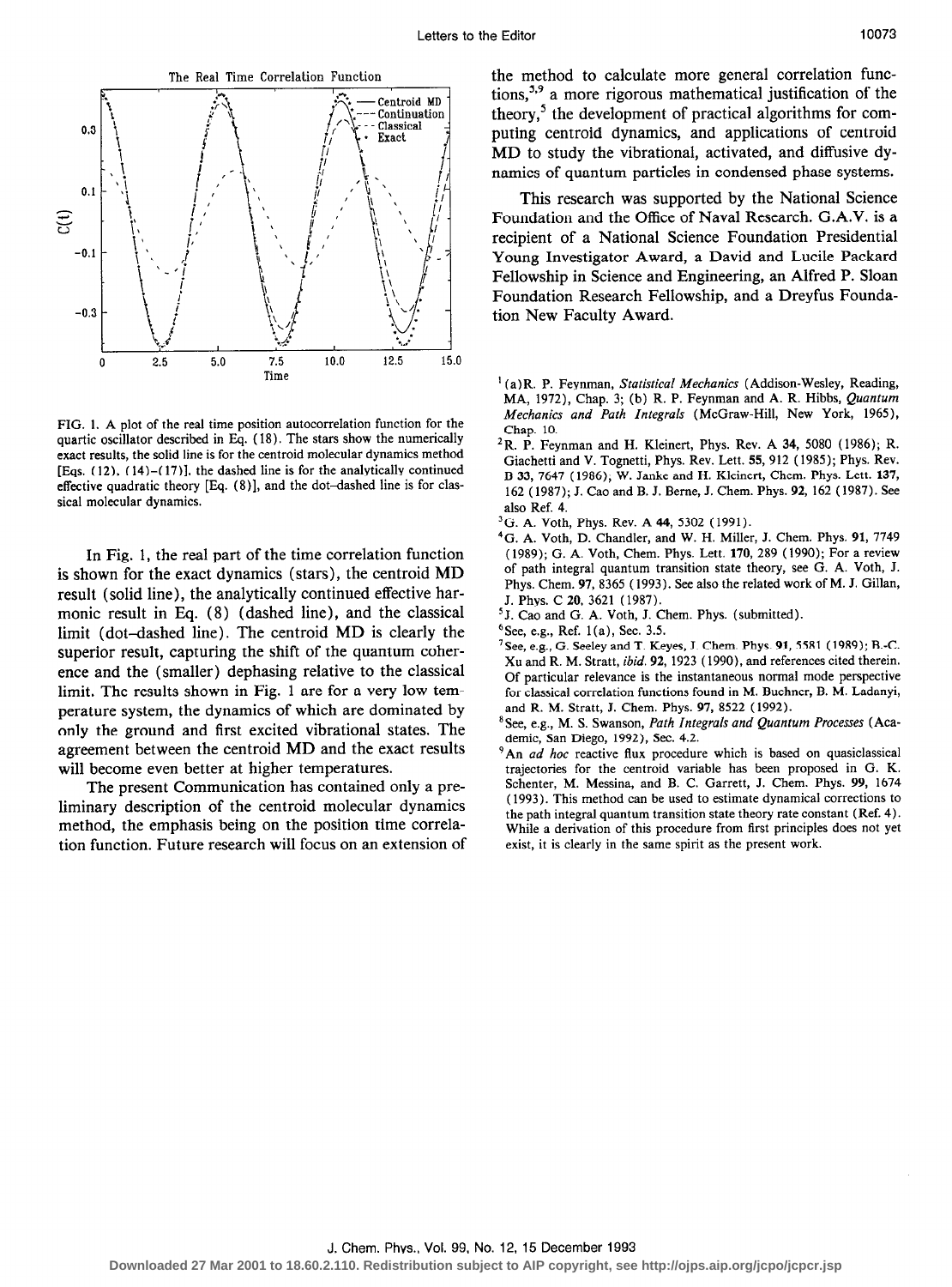The Real Time Correlation Function

Centroid MD
Continuation
Classical
Exact

C(t)

0.3
0.1
−0.1
−0.3

0
2.5
5.0
7.5
10.0
12.5
15.0

Time

FIG. 1. A plot of the real time position autocorrelation function for the quartic oscillator described in Eq. (18). The stars show the numerically exact results, the solid line is for the centroid molecular dynamics method [Eqs. (12), (14)–(17)], the dashed line is for the analytically continued effective quadratic theory [Eq. (8)], and the dot–dashed line is for classical molecular dynamics.

In Fig. 1, the real part of the time correlation function is shown for the exact dynamics (stars), the centroid MD result (solid line), the analytically continued effective harmonic result in Eq. (8) (dashed line), and the classical limit (dot–dashed line). The centroid MD is clearly the superior result, capturing the shift of the quantum coherence and the (smaller) dephasing relative to the classical limit. The results shown in Fig. 1 are for a very low temperature system, the dynamics of which are dominated by only the ground and first excited vibrational states. The agreement between the centroid MD and the exact results will become even better at higher temperatures.

The present Communication has contained only a preliminary description of the centroid molecular dynamics method, the emphasis being on the position time correlation function. Future research will focus on an extension of the method to calculate more general correlation functions,[3,9] a more rigorous mathematical justification of the theory,[5] the development of practical algorithms for computing centroid dynamics, and applications of centroid MD to study the vibrational, activated, and diffusive dynamics of quantum particles in condensed phase systems.

This research was supported by the National Science Foundation and the Office of Naval Research. G.A.V. is a recipient of a National Science Foundation Presidential Young Investigator Award, a David and Lucile Packard Fellowship in Science and Engineering, an Alfred P. Sloan Foundation Research Fellowship, and a Dreyfus Foundation New Faculty Award.

[1] (a) R. P. Feynman, *Statistical Mechanics* (Addison-Wesley, Reading, MA, 1972), Chap. 3; (b) R. P. Feynman and A. R. Hibbs, *Quantum Mechanics and Path Integrals* (McGraw-Hill, New York, 1965), Chap. 10.

[2] R. P. Feynman and H. Kleinert, Phys. Rev. A **34**, 5080 (1986); R. Giachetti and V. Tognetti, Phys. Rev. Lett. **55**, 912 (1985); Phys. Rev. B **33**, 7647 (1986); W. Janke and H. Kleinert, Chem. Phys. Lett. **137**, 162 (1987); J. Cao and B. J. Berne, J. Chem. Phys. **92**, 162 (1987). See also Ref. 4.

[3] G. A. Voth, Phys. Rev. A **44**, 5302 (1991).

[4] G. A. Voth, D. Chandler, and W. H. Miller, J. Chem. Phys. **91**, 7749 (1989); G. A. Voth, Chem. Phys. Lett. **170**, 289 (1990); For a review of path integral quantum transition state theory, see G. A. Voth, J. Phys. Chem. **97**, 8365 (1993). See also the related work of M. J. Gillan, J. Phys. C **20**, 3621 (1987).

[5] J. Cao and G. A. Voth, J. Chem. Phys. (submitted).

[6] See, e.g., Ref. 1(a), Sec. 3.5.

[7] See, e.g., G. Seeley and T. Keyes, J. Chem. Phys. **91**, 5581 (1989); B.-C. Xu and R. M. Stratt, *ibid.* **92**, 1923 (1990), and references cited therein. Of particular relevance is the instantaneous normal mode perspective for classical correlation functions found in M. Buchner, B. M. Ladanyi, and R. M. Stratt, J. Chem. Phys. **97**, 8522 (1992).

[8] See, e.g., M. S. Swanson, *Path Integrals and Quantum Processes* (Academic, San Diego, 1992), Sec. 4.2.

[9] An *ad hoc* reactive flux procedure which is based on quasiclassical trajectories for the centroid variable has been proposed in G. K. Schenter, M. Messina, and B. C. Garrett, J. Chem. Phys. **99**, 1674 (1993). This method can be used to estimate dynamical corrections to the path integral quantum transition state theory rate constant (Ref. 4). While a derivation of this procedure from first principles does not yet exist, it is clearly in the same spirit as the present work.